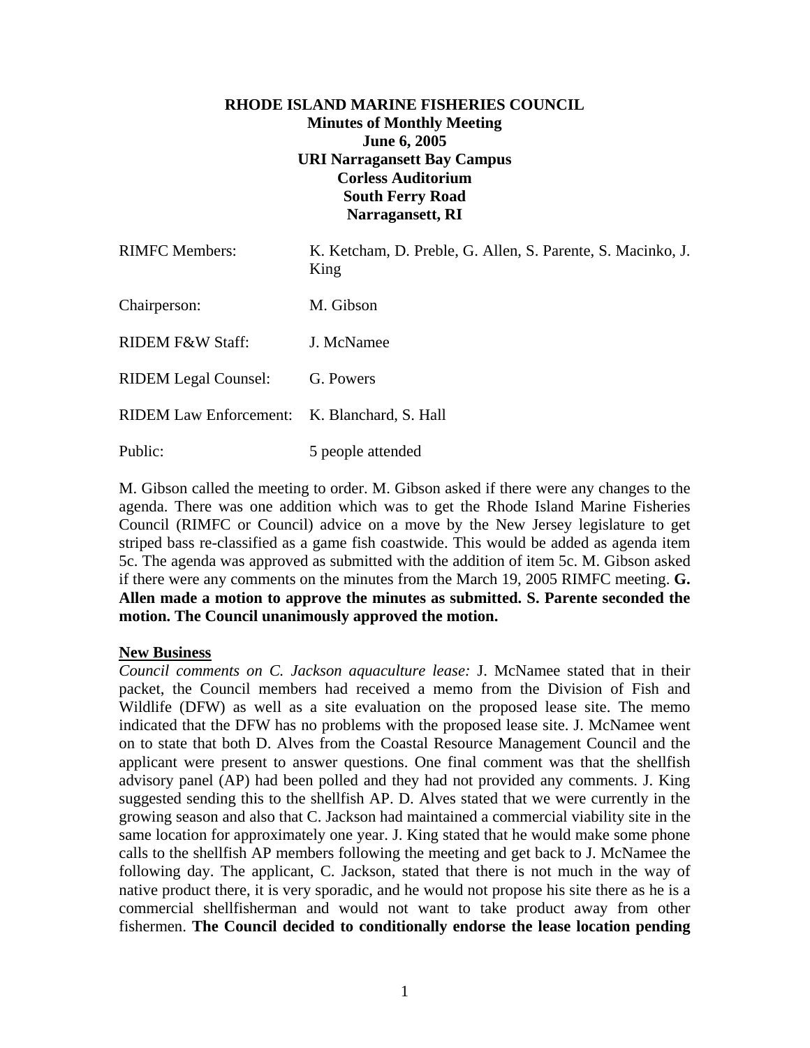**RHODE ISLAND MARINE FISHERIES COUNCIL**
**Minutes of Monthly Meeting**
**June 6, 2005**
**URI Narragansett Bay Campus**
**Corless Auditorium**
**South Ferry Road**
**Narragansett, RI**

| | |
|---|---|
| RIMFC Members: | K. Ketcham, D. Preble, G. Allen, S. Parente, S. Macinko, J. King |
| Chairperson: | M. Gibson |
| RIDEM F&W Staff: | J. McNamee |
| RIDEM Legal Counsel: | G. Powers |
| RIDEM Law Enforcement: | K. Blanchard, S. Hall |
| Public: | 5 people attended |

M. Gibson called the meeting to order. M. Gibson asked if there were any changes to the agenda. There was one addition which was to get the Rhode Island Marine Fisheries Council (RIMFC or Council) advice on a move by the New Jersey legislature to get striped bass re-classified as a game fish coastwide. This would be added as agenda item 5c. The agenda was approved as submitted with the addition of item 5c. M. Gibson asked if there were any comments on the minutes from the March 19, 2005 RIMFC meeting. **G. Allen made a motion to approve the minutes as submitted. S. Parente seconded the motion. The Council unanimously approved the motion.**

**New Business**

*Council comments on C. Jackson aquaculture lease:* J. McNamee stated that in their packet, the Council members had received a memo from the Division of Fish and Wildlife (DFW) as well as a site evaluation on the proposed lease site. The memo indicated that the DFW has no problems with the proposed lease site. J. McNamee went on to state that both D. Alves from the Coastal Resource Management Council and the applicant were present to answer questions. One final comment was that the shellfish advisory panel (AP) had been polled and they had not provided any comments. J. King suggested sending this to the shellfish AP. D. Alves stated that we were currently in the growing season and also that C. Jackson had maintained a commercial viability site in the same location for approximately one year. J. King stated that he would make some phone calls to the shellfish AP members following the meeting and get back to J. McNamee the following day. The applicant, C. Jackson, stated that there is not much in the way of native product there, it is very sporadic, and he would not propose his site there as he is a commercial shellfisherman and would not want to take product away from other fishermen. **The Council decided to conditionally endorse the lease location pending**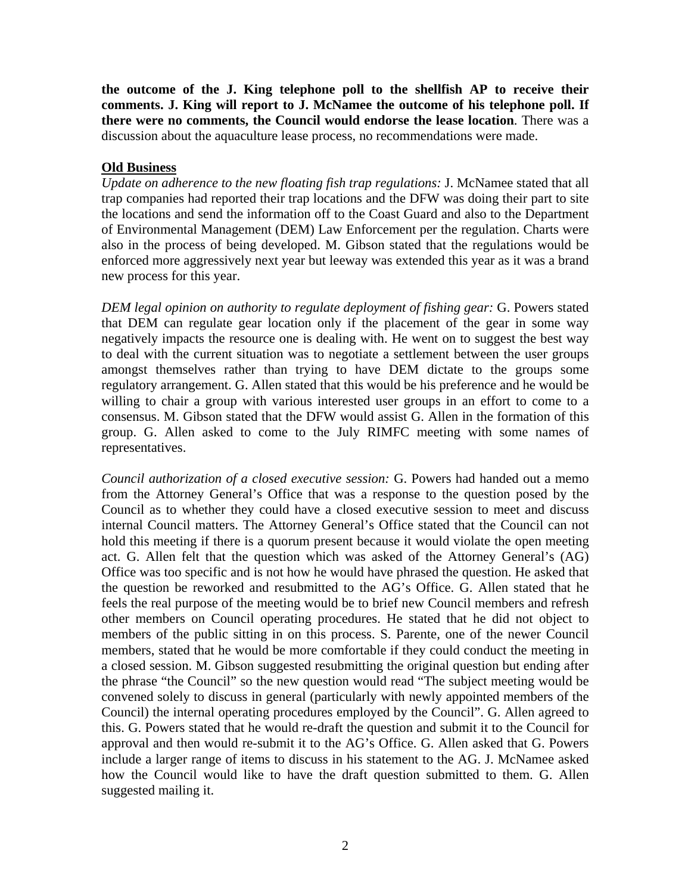**the outcome of the J. King telephone poll to the shellfish AP to receive their comments. J. King will report to J. McNamee the outcome of his telephone poll. If there were no comments, the Council would endorse the lease location**. There was a discussion about the aquaculture lease process, no recommendations were made.

**Old Business**

*Update on adherence to the new floating fish trap regulations:* J. McNamee stated that all trap companies had reported their trap locations and the DFW was doing their part to site the locations and send the information off to the Coast Guard and also to the Department of Environmental Management (DEM) Law Enforcement per the regulation. Charts were also in the process of being developed. M. Gibson stated that the regulations would be enforced more aggressively next year but leeway was extended this year as it was a brand new process for this year.

*DEM legal opinion on authority to regulate deployment of fishing gear:* G. Powers stated that DEM can regulate gear location only if the placement of the gear in some way negatively impacts the resource one is dealing with. He went on to suggest the best way to deal with the current situation was to negotiate a settlement between the user groups amongst themselves rather than trying to have DEM dictate to the groups some regulatory arrangement. G. Allen stated that this would be his preference and he would be willing to chair a group with various interested user groups in an effort to come to a consensus. M. Gibson stated that the DFW would assist G. Allen in the formation of this group. G. Allen asked to come to the July RIMFC meeting with some names of representatives.

*Council authorization of a closed executive session:* G. Powers had handed out a memo from the Attorney General's Office that was a response to the question posed by the Council as to whether they could have a closed executive session to meet and discuss internal Council matters. The Attorney General's Office stated that the Council can not hold this meeting if there is a quorum present because it would violate the open meeting act. G. Allen felt that the question which was asked of the Attorney General's (AG) Office was too specific and is not how he would have phrased the question. He asked that the question be reworked and resubmitted to the AG's Office. G. Allen stated that he feels the real purpose of the meeting would be to brief new Council members and refresh other members on Council operating procedures. He stated that he did not object to members of the public sitting in on this process. S. Parente, one of the newer Council members, stated that he would be more comfortable if they could conduct the meeting in a closed session. M. Gibson suggested resubmitting the original question but ending after the phrase "the Council" so the new question would read "The subject meeting would be convened solely to discuss in general (particularly with newly appointed members of the Council) the internal operating procedures employed by the Council". G. Allen agreed to this. G. Powers stated that he would re-draft the question and submit it to the Council for approval and then would re-submit it to the AG's Office. G. Allen asked that G. Powers include a larger range of items to discuss in his statement to the AG. J. McNamee asked how the Council would like to have the draft question submitted to them. G. Allen suggested mailing it.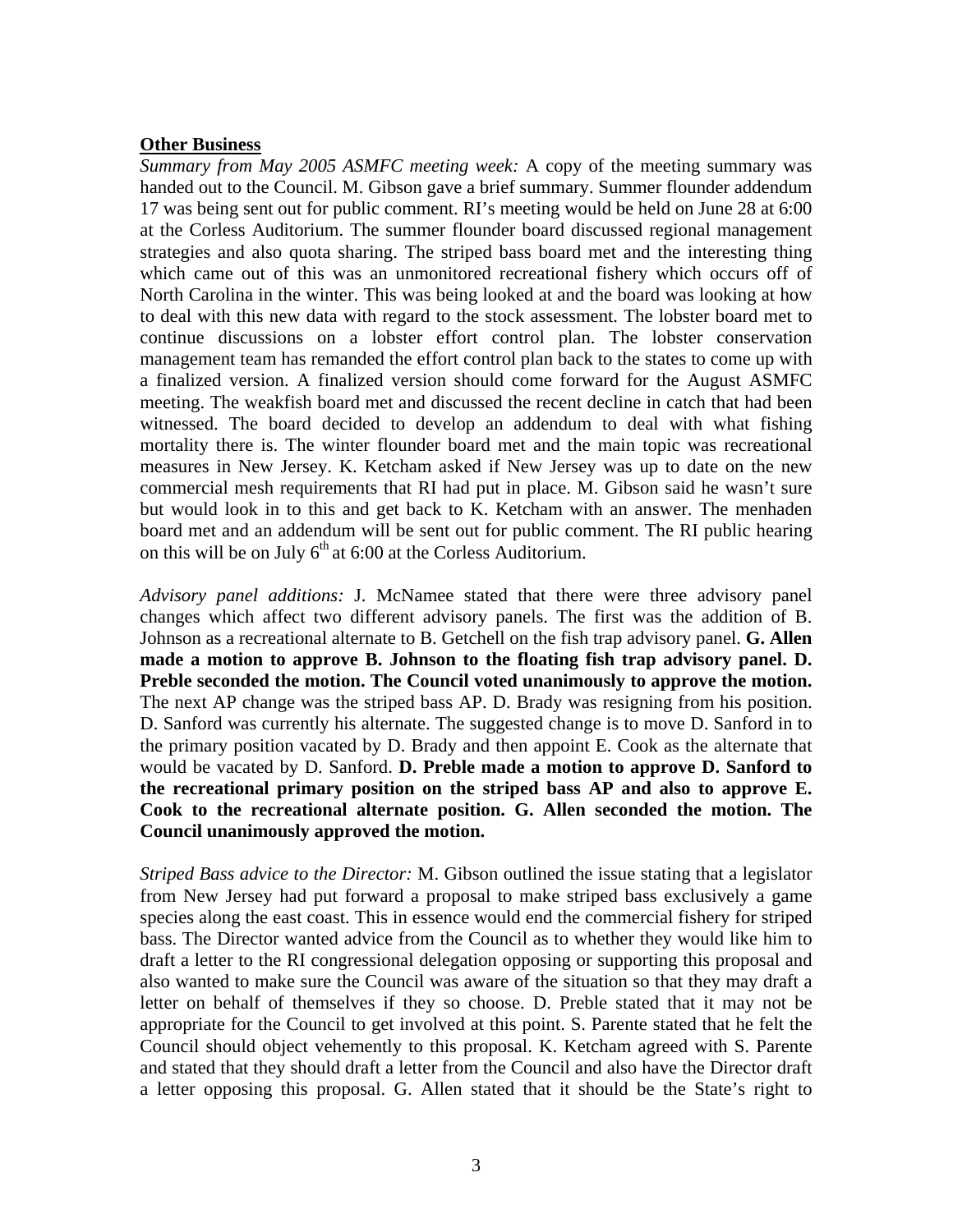**Other Business**

*Summary from May 2005 ASMFC meeting week:* A copy of the meeting summary was handed out to the Council. M. Gibson gave a brief summary. Summer flounder addendum 17 was being sent out for public comment. RI's meeting would be held on June 28 at 6:00 at the Corless Auditorium. The summer flounder board discussed regional management strategies and also quota sharing. The striped bass board met and the interesting thing which came out of this was an unmonitored recreational fishery which occurs off of North Carolina in the winter. This was being looked at and the board was looking at how to deal with this new data with regard to the stock assessment. The lobster board met to continue discussions on a lobster effort control plan. The lobster conservation management team has remanded the effort control plan back to the states to come up with a finalized version. A finalized version should come forward for the August ASMFC meeting. The weakfish board met and discussed the recent decline in catch that had been witnessed. The board decided to develop an addendum to deal with what fishing mortality there is. The winter flounder board met and the main topic was recreational measures in New Jersey. K. Ketcham asked if New Jersey was up to date on the new commercial mesh requirements that RI had put in place. M. Gibson said he wasn't sure but would look in to this and get back to K. Ketcham with an answer. The menhaden board met and an addendum will be sent out for public comment. The RI public hearing on this will be on July 6th at 6:00 at the Corless Auditorium.

*Advisory panel additions:* J. McNamee stated that there were three advisory panel changes which affect two different advisory panels. The first was the addition of B. Johnson as a recreational alternate to B. Getchell on the fish trap advisory panel. **G. Allen made a motion to approve B. Johnson to the floating fish trap advisory panel. D. Preble seconded the motion. The Council voted unanimously to approve the motion.** The next AP change was the striped bass AP. D. Brady was resigning from his position. D. Sanford was currently his alternate. The suggested change is to move D. Sanford in to the primary position vacated by D. Brady and then appoint E. Cook as the alternate that would be vacated by D. Sanford. **D. Preble made a motion to approve D. Sanford to the recreational primary position on the striped bass AP and also to approve E. Cook to the recreational alternate position. G. Allen seconded the motion. The Council unanimously approved the motion.**

*Striped Bass advice to the Director:* M. Gibson outlined the issue stating that a legislator from New Jersey had put forward a proposal to make striped bass exclusively a game species along the east coast. This in essence would end the commercial fishery for striped bass. The Director wanted advice from the Council as to whether they would like him to draft a letter to the RI congressional delegation opposing or supporting this proposal and also wanted to make sure the Council was aware of the situation so that they may draft a letter on behalf of themselves if they so choose. D. Preble stated that it may not be appropriate for the Council to get involved at this point. S. Parente stated that he felt the Council should object vehemently to this proposal. K. Ketcham agreed with S. Parente and stated that they should draft a letter from the Council and also have the Director draft a letter opposing this proposal. G. Allen stated that it should be the State's right to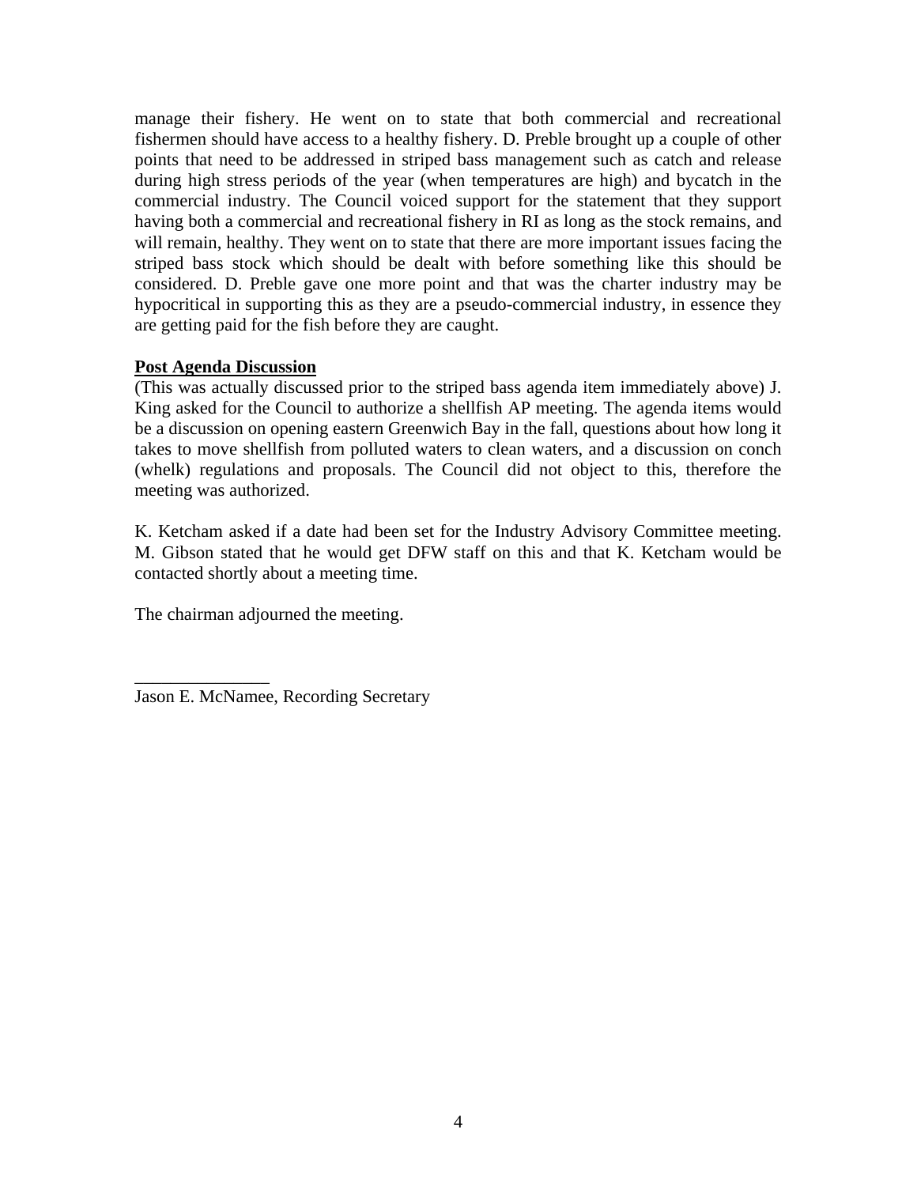manage their fishery. He went on to state that both commercial and recreational fishermen should have access to a healthy fishery. D. Preble brought up a couple of other points that need to be addressed in striped bass management such as catch and release during high stress periods of the year (when temperatures are high) and bycatch in the commercial industry. The Council voiced support for the statement that they support having both a commercial and recreational fishery in RI as long as the stock remains, and will remain, healthy. They went on to state that there are more important issues facing the striped bass stock which should be dealt with before something like this should be considered. D. Preble gave one more point and that was the charter industry may be hypocritical in supporting this as they are a pseudo-commercial industry, in essence they are getting paid for the fish before they are caught.

**Post Agenda Discussion**

(This was actually discussed prior to the striped bass agenda item immediately above) J. King asked for the Council to authorize a shellfish AP meeting. The agenda items would be a discussion on opening eastern Greenwich Bay in the fall, questions about how long it takes to move shellfish from polluted waters to clean waters, and a discussion on conch (whelk) regulations and proposals. The Council did not object to this, therefore the meeting was authorized.

K. Ketcham asked if a date had been set for the Industry Advisory Committee meeting. M. Gibson stated that he would get DFW staff on this and that K. Ketcham would be contacted shortly about a meeting time.

The chairman adjourned the meeting.

_______________
Jason E. McNamee, Recording Secretary